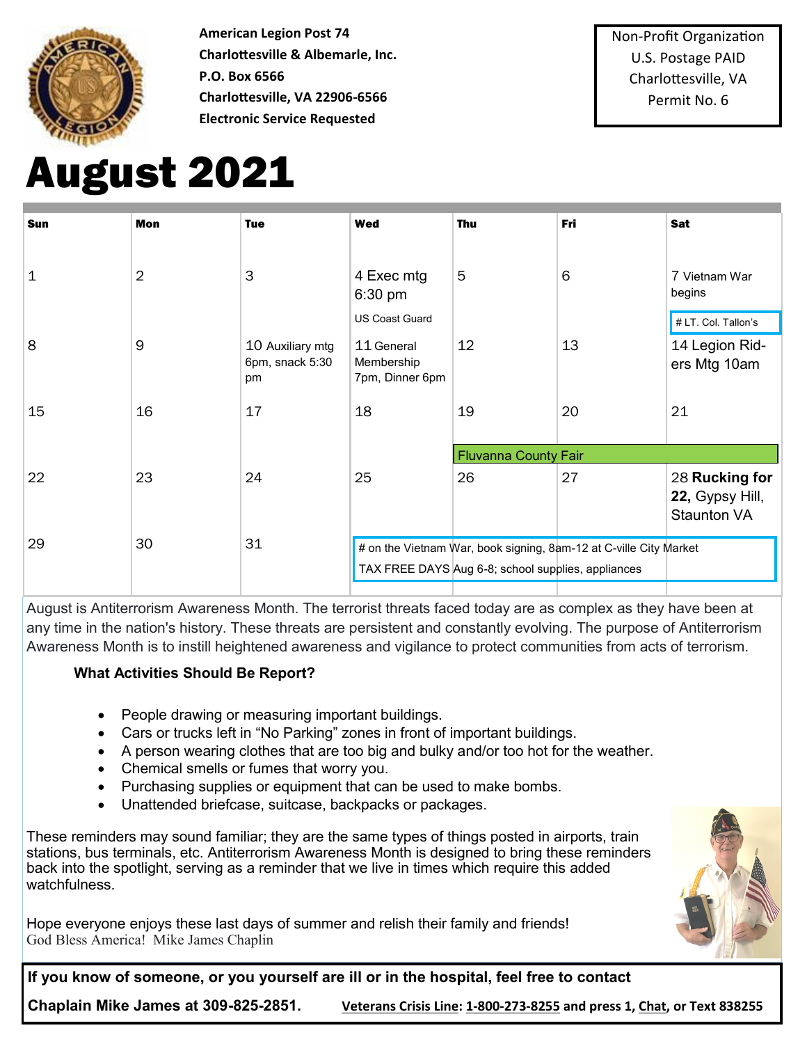**American Legion Post 74**
**Charlottesville & Albemarle, Inc.**
**P.O. Box 6566**
**Charlottesville, VA 22906-6566**
**Electronic Service Requested**

Non-Profit Organization
U.S. Postage PAID
Charlottesville, VA
Permit No. 6

# August 2021

| Sun | Mon | Tue | Wed | Thu | Fri | Sat |
|---|---|---|---|---|---|---|
| 1 | 2 | 3 | 4 Exec mtg 6:30 pm<br>US Coast Guard | 5 | 6 | 7 Vietnam War begins<br># LT. Col. Tallon's |
| 8 | 9 | 10 Auxiliary mtg 6pm, snack 5:30 pm | 11 General Membership 7pm, Dinner 6pm | 12 | 13 | 14 Legion Riders Mtg 10am |
| 15 | 16 | 17 | 18 | 19<br>Fluvanna County Fair | 20 | 21 |
| 22 | 23 | 24 | 25 | 26 | 27 | 28 **Rucking for 22,** Gypsy Hill, Staunton VA |
| 29 | 30 | 31 | | | | |

# on the Vietnam War, book signing, 8am-12 at C-ville City Market

TAX FREE DAYS Aug 6-8; school supplies, appliances

August is Antiterrorism Awareness Month. The terrorist threats faced today are as complex as they have been at any time in the nation's history. These threats are persistent and constantly evolving. The purpose of Antiterrorism Awareness Month is to instill heightened awareness and vigilance to protect communities from acts of terrorism.

**What Activities Should Be Report?**

- People drawing or measuring important buildings.
- Cars or trucks left in "No Parking" zones in front of important buildings.
- A person wearing clothes that are too big and bulky and/or too hot for the weather.
- Chemical smells or fumes that worry you.
- Purchasing supplies or equipment that can be used to make bombs.
- Unattended briefcase, suitcase, backpacks or packages.

These reminders may sound familiar; they are the same types of things posted in airports, train stations, bus terminals, etc. Antiterrorism Awareness Month is designed to bring these reminders back into the spotlight, serving as a reminder that we live in times which require this added watchfulness.

Hope everyone enjoys these last days of summer and relish their family and friends!
God Bless America! Mike James Chaplin

**If you know of someone, or you yourself are ill or in the hospital, feel free to contact Chaplain Mike James at 309-825-2851.**

**Veterans Crisis Line: 1-800-273-8255 and press 1, Chat, or Text 838255**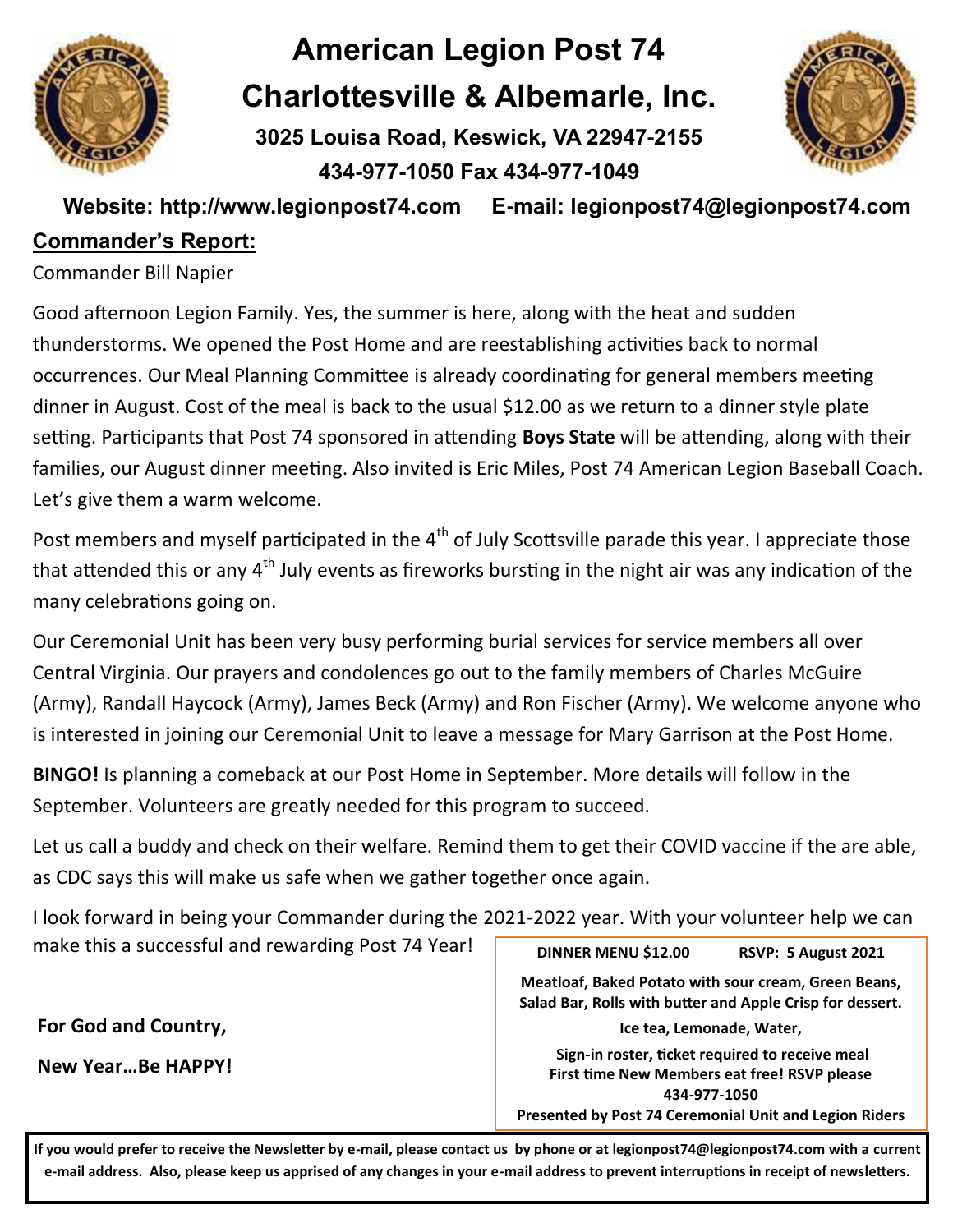# American Legion Post 74
# Charlottesville & Albemarle, Inc.

**3025 Louisa Road, Keswick, VA 22947-2155**

**434-977-1050 Fax 434-977-1049**

**Website: http://www.legionpost74.com E-mail: legionpost74@legionpost74.com**

## Commander's Report:

Commander Bill Napier

Good afternoon Legion Family. Yes, the summer is here, along with the heat and sudden thunderstorms. We opened the Post Home and are reestablishing activities back to normal occurrences. Our Meal Planning Committee is already coordinating for general members meeting dinner in August. Cost of the meal is back to the usual $12.00 as we return to a dinner style plate setting. Participants that Post 74 sponsored in attending **Boys State** will be attending, along with their families, our August dinner meeting. Also invited is Eric Miles, Post 74 American Legion Baseball Coach. Let's give them a warm welcome.

Post members and myself participated in the 4th of July Scottsville parade this year. I appreciate those that attended this or any 4th July events as fireworks bursting in the night air was any indication of the many celebrations going on.

Our Ceremonial Unit has been very busy performing burial services for service members all over Central Virginia. Our prayers and condolences go out to the family members of Charles McGuire (Army), Randall Haycock (Army), James Beck (Army) and Ron Fischer (Army). We welcome anyone who is interested in joining our Ceremonial Unit to leave a message for Mary Garrison at the Post Home.

**BINGO!** Is planning a comeback at our Post Home in September. More details will follow in the September. Volunteers are greatly needed for this program to succeed.

Let us call a buddy and check on their welfare. Remind them to get their COVID vaccine if the are able, as CDC says this will make us safe when we gather together once again.

I look forward in being your Commander during the 2021-2022 year. With your volunteer help we can make this a successful and rewarding Post 74 Year!

**For God and Country,**

**New Year…Be HAPPY!**

**DINNER MENU $12.00 RSVP: 5 August 2021**

**Meatloaf, Baked Potato with sour cream, Green Beans, Salad Bar, Rolls with butter and Apple Crisp for dessert.**

**Ice tea, Lemonade, Water,**

**Sign-in roster, ticket required to receive meal**
**First time New Members eat free! RSVP please**
**434-977-1050**
**Presented by Post 74 Ceremonial Unit and Legion Riders**

**If you would prefer to receive the Newsletter by e-mail, please contact us by phone or at legionpost74@legionpost74.com with a current e-mail address. Also, please keep us apprised of any changes in your e-mail address to prevent interruptions in receipt of newsletters.**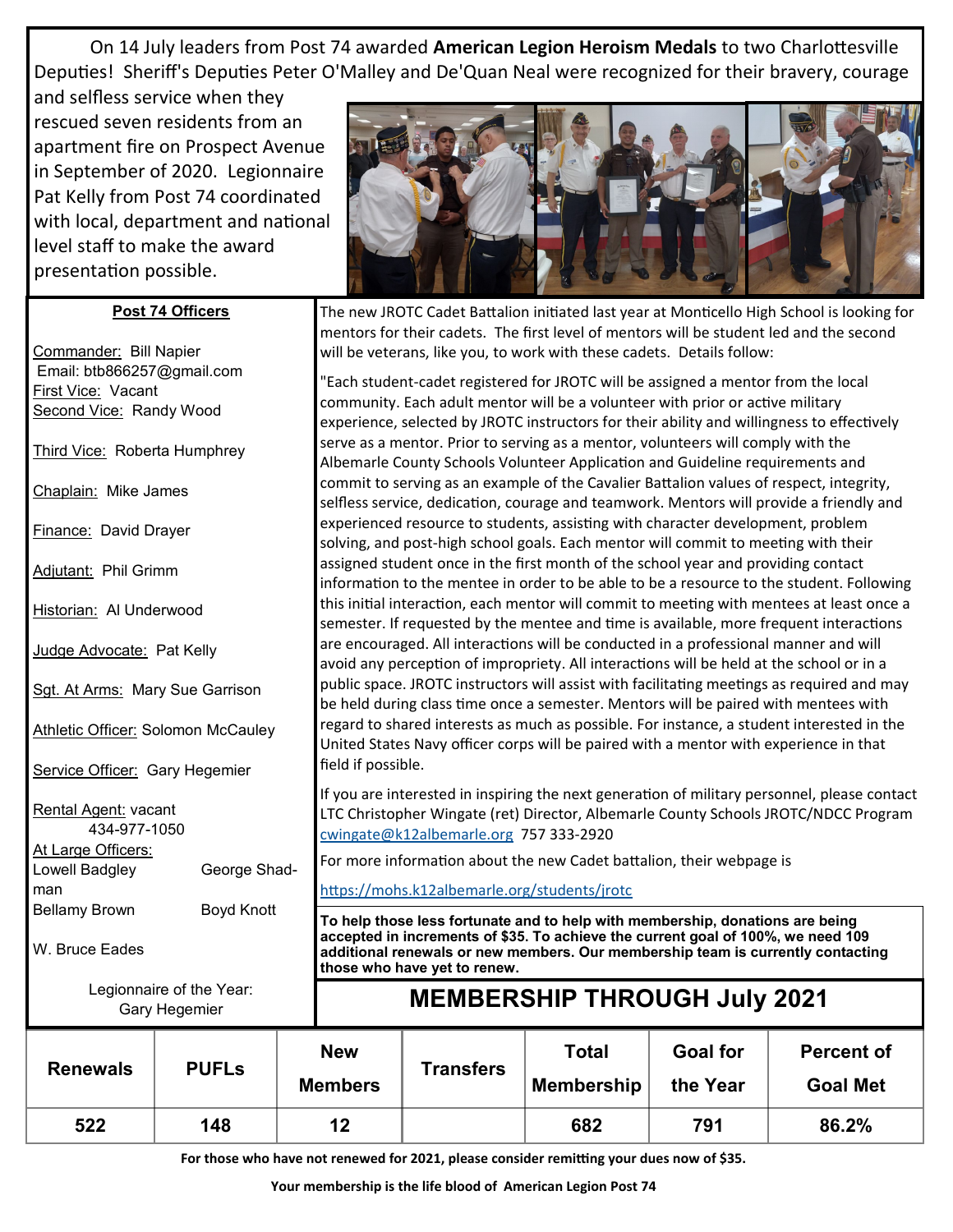On 14 July leaders from Post 74 awarded **American Legion Heroism Medals** to two Charlottesville Deputies! Sheriff's Deputies Peter O'Malley and De'Quan Neal were recognized for their bravery, courage and selfless service when they rescued seven residents from an apartment fire on Prospect Avenue in September of 2020. Legionnaire Pat Kelly from Post 74 coordinated with local, department and national level staff to make the award presentation possible.

**Post 74 Officers**

Commander: Bill Napier
Email: btb866257@gmail.com
First Vice: Vacant
Second Vice: Randy Wood

Third Vice: Roberta Humphrey

Chaplain: Mike James

Finance: David Drayer

Adjutant: Phil Grimm

Historian: Al Underwood

Judge Advocate: Pat Kelly

Sgt. At Arms: Mary Sue Garrison

Athletic Officer: Solomon McCauley

Service Officer: Gary Hegemier

Rental Agent: vacant
434-977-1050

At Large Officers:
Lowell Badgley
George Shadman
Bellamy Brown
Boyd Knott
W. Bruce Eades

Legionnaire of the Year:
Gary Hegemier

The new JROTC Cadet Battalion initiated last year at Monticello High School is looking for mentors for their cadets. The first level of mentors will be student led and the second will be veterans, like you, to work with these cadets. Details follow:

"Each student-cadet registered for JROTC will be assigned a mentor from the local community. Each adult mentor will be a volunteer with prior or active military experience, selected by JROTC instructors for their ability and willingness to effectively serve as a mentor. Prior to serving as a mentor, volunteers will comply with the Albemarle County Schools Volunteer Application and Guideline requirements and commit to serving as an example of the Cavalier Battalion values of respect, integrity, selfless service, dedication, courage and teamwork. Mentors will provide a friendly and experienced resource to students, assisting with character development, problem solving, and post-high school goals. Each mentor will commit to meeting with their assigned student once in the first month of the school year and providing contact information to the mentee in order to be able to be a resource to the student. Following this initial interaction, each mentor will commit to meeting with mentees at least once a semester. If requested by the mentee and time is available, more frequent interactions are encouraged. All interactions will be conducted in a professional manner and will avoid any perception of impropriety. All interactions will be held at the school or in a public space. JROTC instructors will assist with facilitating meetings as required and may be held during class time once a semester. Mentors will be paired with mentees with regard to shared interests as much as possible. For instance, a student interested in the United States Navy officer corps will be paired with a mentor with experience in that field if possible.

If you are interested in inspiring the next generation of military personnel, please contact LTC Christopher Wingate (ret) Director, Albemarle County Schools JROTC/NDCC Program cwingate@k12albemarle.org 757 333-2920

For more information about the new Cadet battalion, their webpage is

https://mohs.k12albemarle.org/students/jrotc

**To help those less fortunate and to help with membership, donations are being accepted in increments of $35. To achieve the current goal of 100%, we need 109 additional renewals or new members. Our membership team is currently contacting those who have yet to renew.**

## MEMBERSHIP THROUGH July 2021

| Renewals | PUFLs | New Members | Transfers | Total Membership | Goal for the Year | Percent of Goal Met |
|---|---|---|---|---|---|---|
| 522 | 148 | 12 | | 682 | 791 | 86.2% |

**For those who have not renewed for 2021, please consider remitting your dues now of $35.**

**Your membership is the life blood of American Legion Post 74**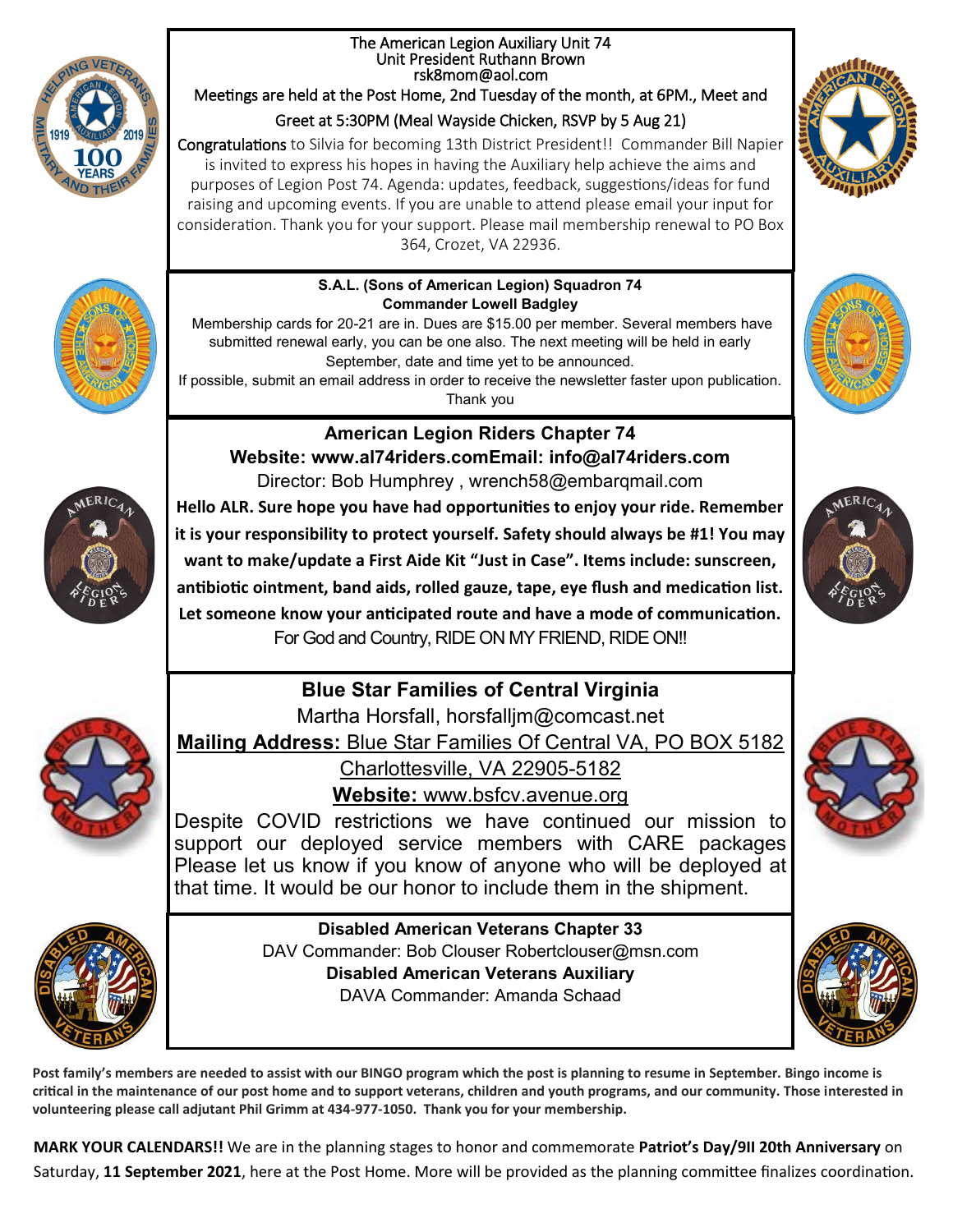## The American Legion Auxiliary Unit 74

Unit President Ruthann Brown
rsk8mom@aol.com

Meetings are held at the Post Home, 2nd Tuesday of the month, at 6PM., Meet and Greet at 5:30PM (Meal Wayside Chicken, RSVP by 5 Aug 21)

Congratulations to Silvia for becoming 13th District President!! Commander Bill Napier is invited to express his hopes in having the Auxiliary help achieve the aims and purposes of Legion Post 74. Agenda: updates, feedback, suggestions/ideas for fund raising and upcoming events. If you are unable to attend please email your input for consideration. Thank you for your support. Please mail membership renewal to PO Box 364, Crozet, VA 22936.

## S.A.L. (Sons of American Legion) Squadron 74

**Commander Lowell Badgley**

Membership cards for 20-21 are in. Dues are $15.00 per member. Several members have submitted renewal early, you can be one also. The next meeting will be held in early September, date and time yet to be announced.

If possible, submit an email address in order to receive the newsletter faster upon publication. Thank you

## American Legion Riders Chapter 74

**Website: www.al74riders.comEmail: info@al74riders.com**

Director: Bob Humphrey , wrench58@embarqmail.com

**Hello ALR. Sure hope you have had opportunities to enjoy your ride. Remember it is your responsibility to protect yourself. Safety should always be #1! You may want to make/update a First Aide Kit "Just in Case". Items include: sunscreen, antibiotic ointment, band aids, rolled gauze, tape, eye flush and medication list. Let someone know your anticipated route and have a mode of communication.**

For God and Country, RIDE ON MY FRIEND, RIDE ON!!

## Blue Star Families of Central Virginia

Martha Horsfall, horsfalljm@comcast.net

**Mailing Address:** Blue Star Families Of Central VA, PO BOX 5182 Charlottesville, VA 22905-5182

**Website:** www.bsfcv.avenue.org

Despite COVID restrictions we have continued our mission to support our deployed service members with CARE packages Please let us know if you know of anyone who will be deployed at that time. It would be our honor to include them in the shipment.

## Disabled American Veterans Chapter 33

DAV Commander: Bob Clouser Robertclouser@msn.com

**Disabled American Veterans Auxiliary**

DAVA Commander: Amanda Schaad

**Post family's members are needed to assist with our BINGO program which the post is planning to resume in September. Bingo income is critical in the maintenance of our post home and to support veterans, children and youth programs, and our community. Those interested in volunteering please call adjutant Phil Grimm at 434-977-1050. Thank you for your membership.**

**MARK YOUR CALENDARS!!** We are in the planning stages to honor and commemorate **Patriot's Day/9II 20th Anniversary** on Saturday, **11 September 2021**, here at the Post Home. More will be provided as the planning committee finalizes coordination.